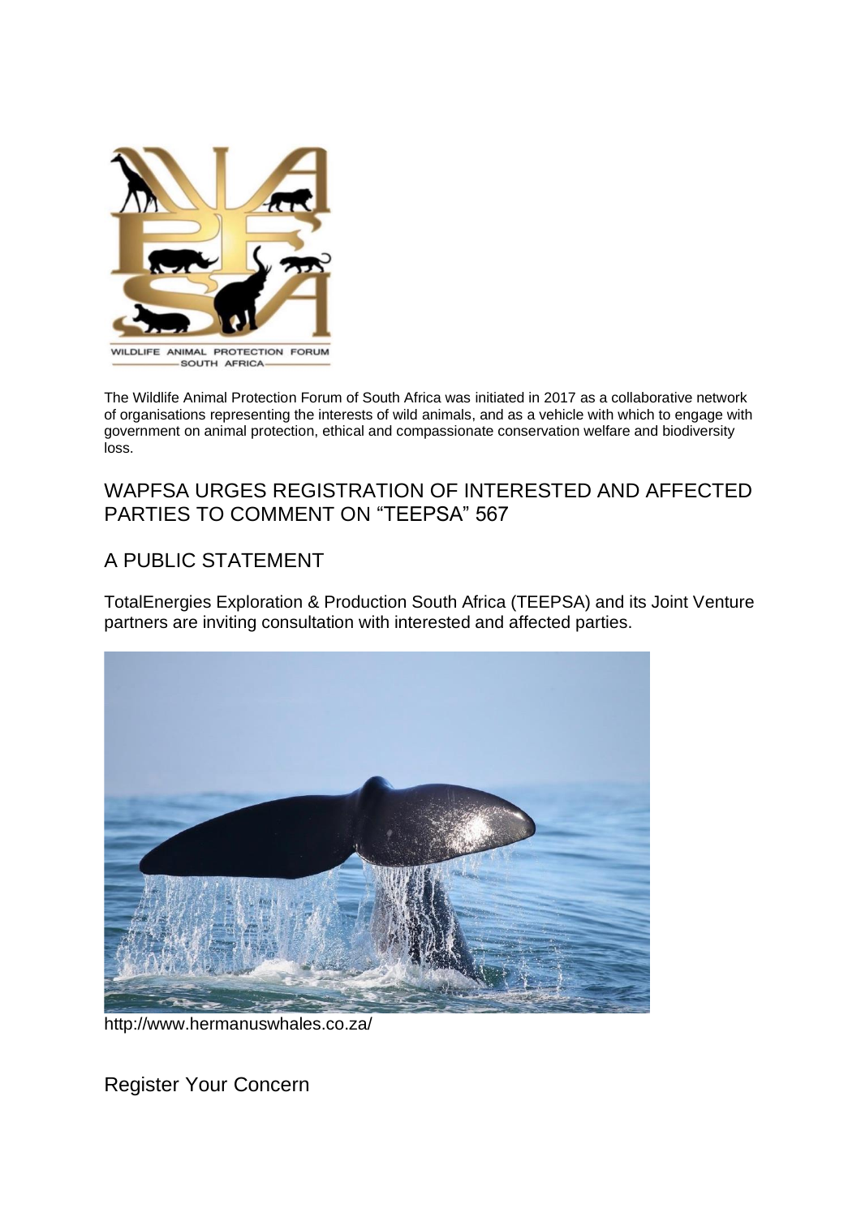The Wildlife Animal Protection Forum of South Africa was initiated in 2017 as a collaborative network of organisations representing the interests of wild animals, and as a vehicle with which to engage with government on animal protection, ethical and compassionate conservation welfare and biodiversity loss.

## WAPFSA URGES REGISTRATION OF INTERESTED AND AFFECTED PARTIES TO COMMENT ON "TEEPSA" 567

## A PUBLIC STATEMENT

TotalEnergies Exploration & Production South Africa (TEEPSA) and its Joint Venture partners are inviting consultation with interested and affected parties.

http://www.hermanuswhales.co.za/

## Register Your Concern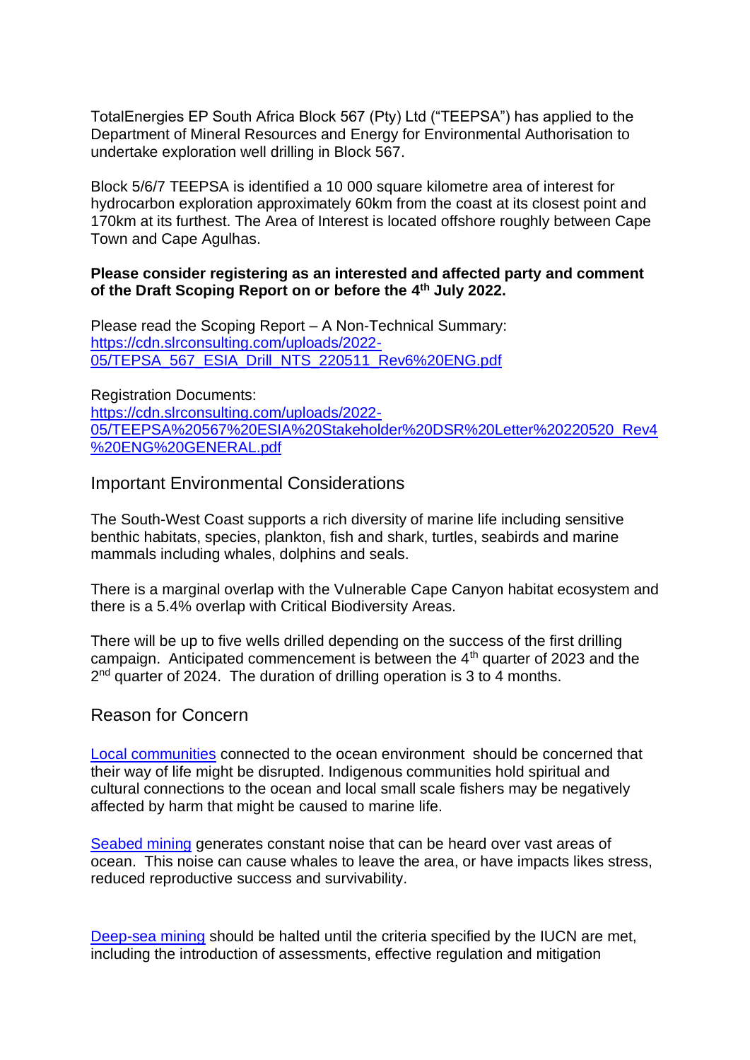TotalEnergies EP South Africa Block 567 (Pty) Ltd ("TEEPSA") has applied to the Department of Mineral Resources and Energy for Environmental Authorisation to undertake exploration well drilling in Block 567.

Block 5/6/7 TEEPSA is identified a 10 000 square kilometre area of interest for hydrocarbon exploration approximately 60km from the coast at its closest point and 170km at its furthest. The Area of Interest is located offshore roughly between Cape Town and Cape Agulhas.

**Please consider registering as an interested and affected party and comment of the Draft Scoping Report on or before the 4th July 2022.**

Please read the Scoping Report – A Non-Technical Summary:
[https://cdn.slrconsulting.com/uploads/2022-05/TEPSA_567_ESIA_Drill_NTS_220511_Rev6%20ENG.pdf](https://cdn.slrconsulting.com/uploads/2022-05/TEPSA_567_ESIA_Drill_NTS_220511_Rev6%20ENG.pdf)

Registration Documents:
[https://cdn.slrconsulting.com/uploads/2022-05/TEEPSA%20567%20ESIA%20Stakeholder%20DSR%20Letter%2020220520_Rev4%20ENG%20GENERAL.pdf](https://cdn.slrconsulting.com/uploads/2022-05/TEEPSA%20567%20ESIA%20Stakeholder%20DSR%20Letter%2020220520_Rev4%20ENG%20GENERAL.pdf)

## Important Environmental Considerations

The South-West Coast supports a rich diversity of marine life including sensitive benthic habitats, species, plankton, fish and shark, turtles, seabirds and marine mammals including whales, dolphins and seals.

There is a marginal overlap with the Vulnerable Cape Canyon habitat ecosystem and there is a 5.4% overlap with Critical Biodiversity Areas.

There will be up to five wells drilled depending on the success of the first drilling campaign. Anticipated commencement is between the 4th quarter of 2023 and the 2nd quarter of 2024. The duration of drilling operation is 3 to 4 months.

## Reason for Concern

Local communities connected to the ocean environment should be concerned that their way of life might be disrupted. Indigenous communities hold spiritual and cultural connections to the ocean and local small scale fishers may be negatively affected by harm that might be caused to marine life.

Seabed mining generates constant noise that can be heard over vast areas of ocean. This noise can cause whales to leave the area, or have impacts likes stress, reduced reproductive success and survivability.

Deep-sea mining should be halted until the criteria specified by the IUCN are met, including the introduction of assessments, effective regulation and mitigation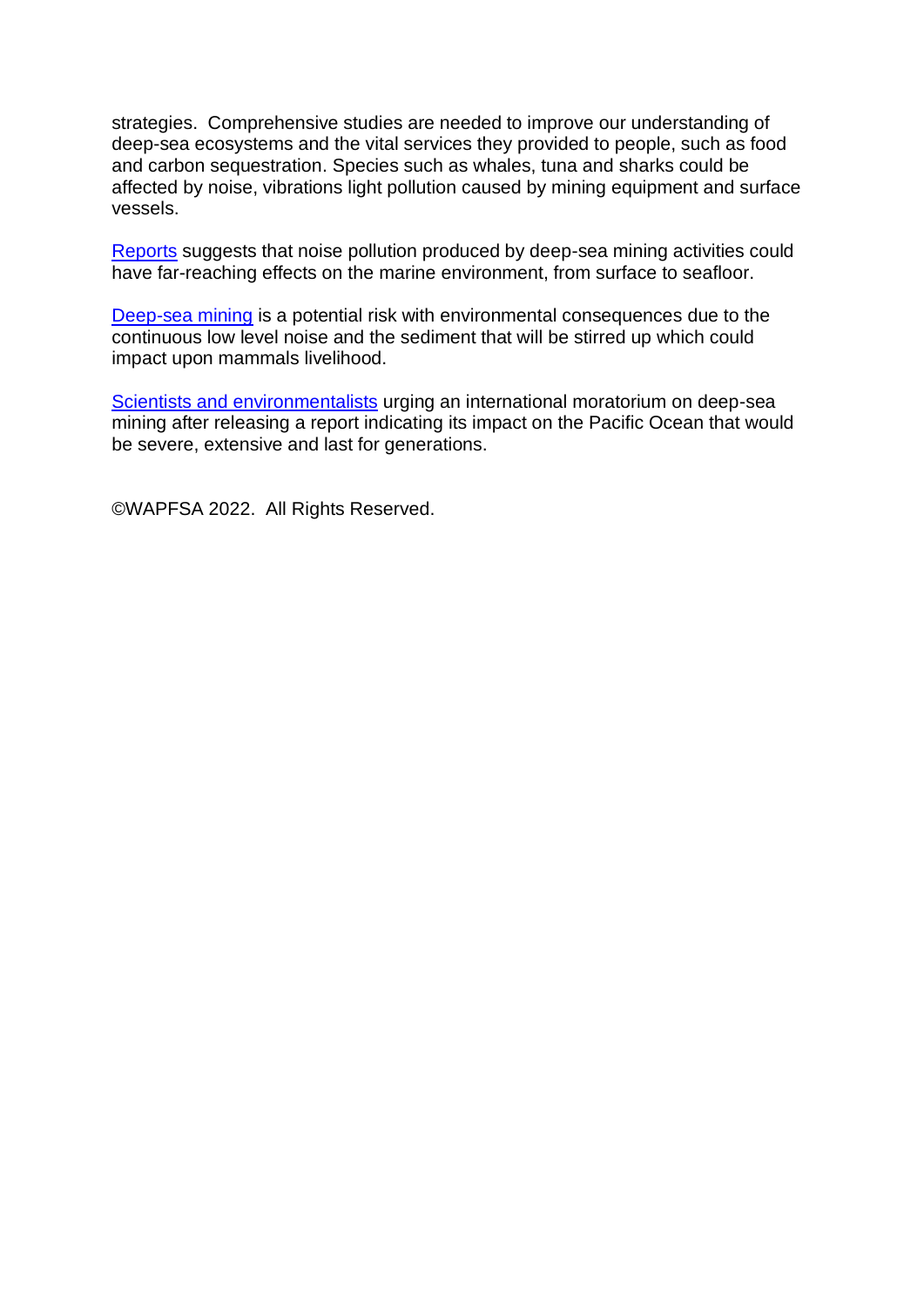strategies. Comprehensive studies are needed to improve our understanding of deep-sea ecosystems and the vital services they provided to people, such as food and carbon sequestration. Species such as whales, tuna and sharks could be affected by noise, vibrations light pollution caused by mining equipment and surface vessels.

Reports suggests that noise pollution produced by deep-sea mining activities could have far-reaching effects on the marine environment, from surface to seafloor.

Deep-sea mining is a potential risk with environmental consequences due to the continuous low level noise and the sediment that will be stirred up which could impact upon mammals livelihood.

Scientists and environmentalists urging an international moratorium on deep-sea mining after releasing a report indicating its impact on the Pacific Ocean that would be severe, extensive and last for generations.

©WAPFSA 2022. All Rights Reserved.